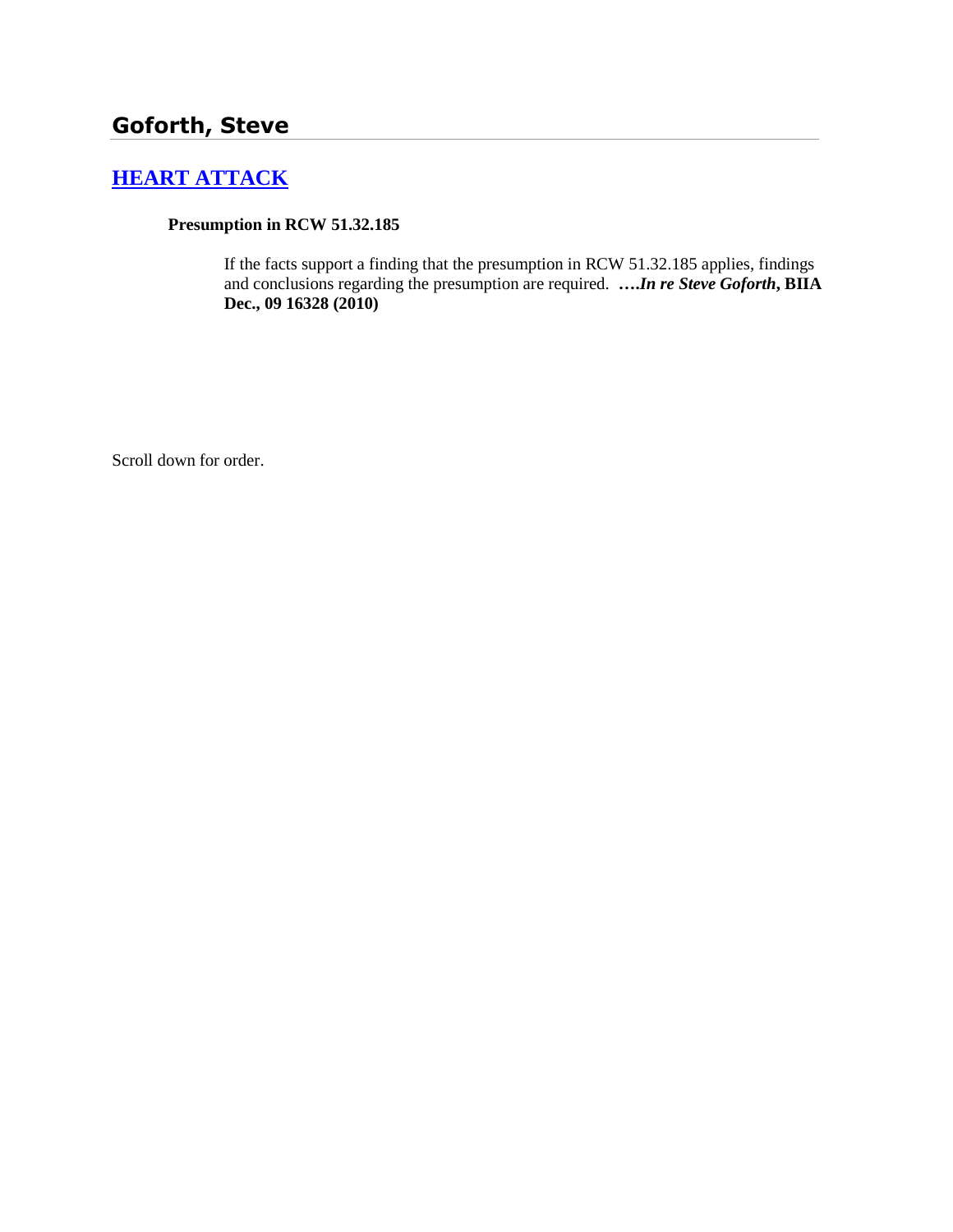## Goforth, Steve

### [HEART ATTACK]

**Presumption in RCW 51.32.185**

If the facts support a finding that the presumption in RCW 51.32.185 applies, findings and conclusions regarding the presumption are required. ***….In re Steve Goforth*, BIIA Dec., 09 16328 (2010)**

Scroll down for order.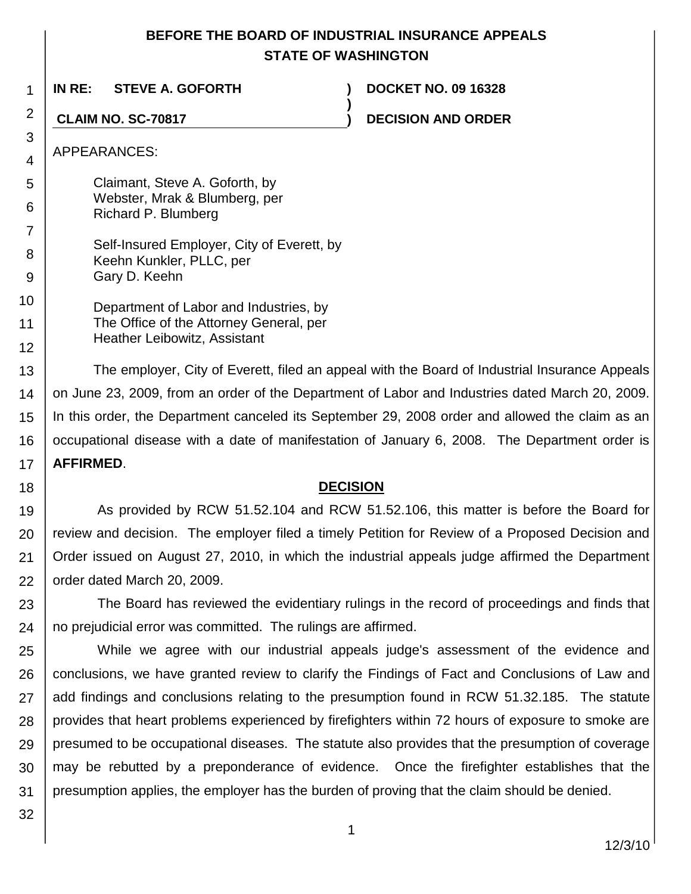**BEFORE THE BOARD OF INDUSTRIAL INSURANCE APPEALS**
**STATE OF WASHINGTON**

| | | |
|---|---|---|
| **IN RE: STEVE A. GOFORTH** | ) | **DOCKET NO. 09 16328** |
| | ) | |
| **CLAIM NO. SC-70817** | ) | **DECISION AND ORDER** |

APPEARANCES:

Claimant, Steve A. Goforth, by
Webster, Mrak & Blumberg, per
Richard P. Blumberg

Self-Insured Employer, City of Everett, by
Keehn Kunkler, PLLC, per
Gary D. Keehn

Department of Labor and Industries, by
The Office of the Attorney General, per
Heather Leibowitz, Assistant

The employer, City of Everett, filed an appeal with the Board of Industrial Insurance Appeals on June 23, 2009, from an order of the Department of Labor and Industries dated March 20, 2009. In this order, the Department canceled its September 29, 2008 order and allowed the claim as an occupational disease with a date of manifestation of January 6, 2008. The Department order is **AFFIRMED**.

## DECISION

As provided by RCW 51.52.104 and RCW 51.52.106, this matter is before the Board for review and decision. The employer filed a timely Petition for Review of a Proposed Decision and Order issued on August 27, 2010, in which the industrial appeals judge affirmed the Department order dated March 20, 2009.

The Board has reviewed the evidentiary rulings in the record of proceedings and finds that no prejudicial error was committed. The rulings are affirmed.

While we agree with our industrial appeals judge's assessment of the evidence and conclusions, we have granted review to clarify the Findings of Fact and Conclusions of Law and add findings and conclusions relating to the presumption found in RCW 51.32.185. The statute provides that heart problems experienced by firefighters within 72 hours of exposure to smoke are presumed to be occupational diseases. The statute also provides that the presumption of coverage may be rebutted by a preponderance of evidence. Once the firefighter establishes that the presumption applies, the employer has the burden of proving that the claim should be denied.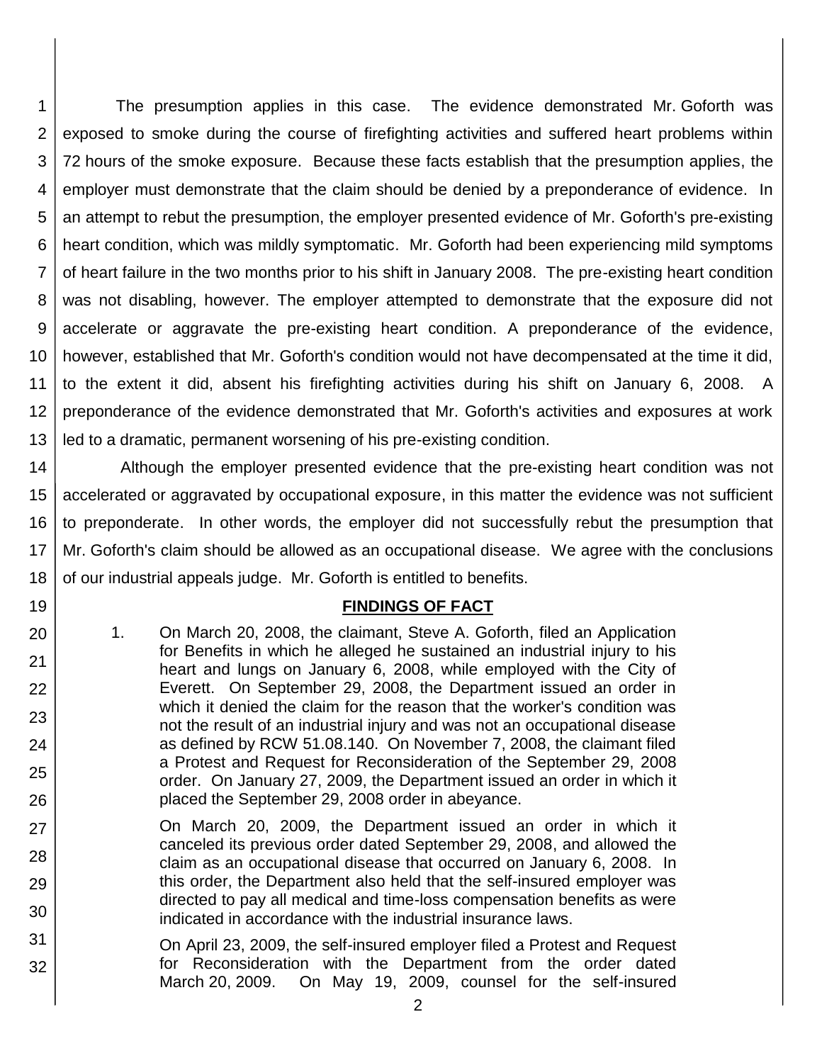The presumption applies in this case. The evidence demonstrated Mr. Goforth was exposed to smoke during the course of firefighting activities and suffered heart problems within 72 hours of the smoke exposure. Because these facts establish that the presumption applies, the employer must demonstrate that the claim should be denied by a preponderance of evidence. In an attempt to rebut the presumption, the employer presented evidence of Mr. Goforth's pre-existing heart condition, which was mildly symptomatic. Mr. Goforth had been experiencing mild symptoms of heart failure in the two months prior to his shift in January 2008. The pre-existing heart condition was not disabling, however. The employer attempted to demonstrate that the exposure did not accelerate or aggravate the pre-existing heart condition. A preponderance of the evidence, however, established that Mr. Goforth's condition would not have decompensated at the time it did, to the extent it did, absent his firefighting activities during his shift on January 6, 2008. A preponderance of the evidence demonstrated that Mr. Goforth's activities and exposures at work led to a dramatic, permanent worsening of his pre-existing condition.

Although the employer presented evidence that the pre-existing heart condition was not accelerated or aggravated by occupational exposure, in this matter the evidence was not sufficient to preponderate. In other words, the employer did not successfully rebut the presumption that Mr. Goforth's claim should be allowed as an occupational disease. We agree with the conclusions of our industrial appeals judge. Mr. Goforth is entitled to benefits.

## FINDINGS OF FACT

1. On March 20, 2008, the claimant, Steve A. Goforth, filed an Application for Benefits in which he alleged he sustained an industrial injury to his heart and lungs on January 6, 2008, while employed with the City of Everett. On September 29, 2008, the Department issued an order in which it denied the claim for the reason that the worker's condition was not the result of an industrial injury and was not an occupational disease as defined by RCW 51.08.140. On November 7, 2008, the claimant filed a Protest and Request for Reconsideration of the September 29, 2008 order. On January 27, 2009, the Department issued an order in which it placed the September 29, 2008 order in abeyance.

   On March 20, 2009, the Department issued an order in which it canceled its previous order dated September 29, 2008, and allowed the claim as an occupational disease that occurred on January 6, 2008. In this order, the Department also held that the self-insured employer was directed to pay all medical and time-loss compensation benefits as were indicated in accordance with the industrial insurance laws.

   On April 23, 2009, the self-insured employer filed a Protest and Request for Reconsideration with the Department from the order dated March 20, 2009. On May 19, 2009, counsel for the self-insured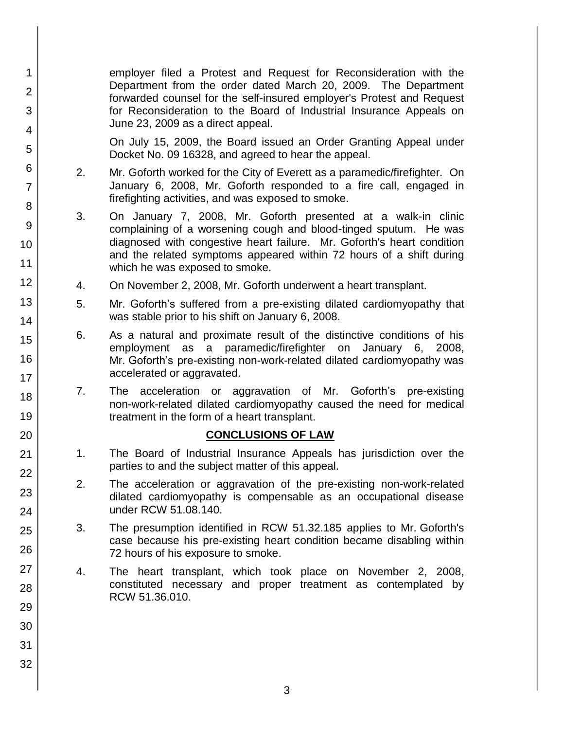employer filed a Protest and Request for Reconsideration with the Department from the order dated March 20, 2009. The Department forwarded counsel for the self-insured employer's Protest and Request for Reconsideration to the Board of Industrial Insurance Appeals on June 23, 2009 as a direct appeal.

On July 15, 2009, the Board issued an Order Granting Appeal under Docket No. 09 16328, and agreed to hear the appeal.

2. Mr. Goforth worked for the City of Everett as a paramedic/firefighter. On January 6, 2008, Mr. Goforth responded to a fire call, engaged in firefighting activities, and was exposed to smoke.

3. On January 7, 2008, Mr. Goforth presented at a walk-in clinic complaining of a worsening cough and blood-tinged sputum. He was diagnosed with congestive heart failure. Mr. Goforth's heart condition and the related symptoms appeared within 72 hours of a shift during which he was exposed to smoke.

4. On November 2, 2008, Mr. Goforth underwent a heart transplant.

5. Mr. Goforth's suffered from a pre-existing dilated cardiomyopathy that was stable prior to his shift on January 6, 2008.

6. As a natural and proximate result of the distinctive conditions of his employment as a paramedic/firefighter on January 6, 2008, Mr. Goforth's pre-existing non-work-related dilated cardiomyopathy was accelerated or aggravated.

7. The acceleration or aggravation of Mr. Goforth's pre-existing non-work-related dilated cardiomyopathy caused the need for medical treatment in the form of a heart transplant.

## CONCLUSIONS OF LAW

1. The Board of Industrial Insurance Appeals has jurisdiction over the parties to and the subject matter of this appeal.

2. The acceleration or aggravation of the pre-existing non-work-related dilated cardiomyopathy is compensable as an occupational disease under RCW 51.08.140.

3. The presumption identified in RCW 51.32.185 applies to Mr. Goforth's case because his pre-existing heart condition became disabling within 72 hours of his exposure to smoke.

4. The heart transplant, which took place on November 2, 2008, constituted necessary and proper treatment as contemplated by RCW 51.36.010.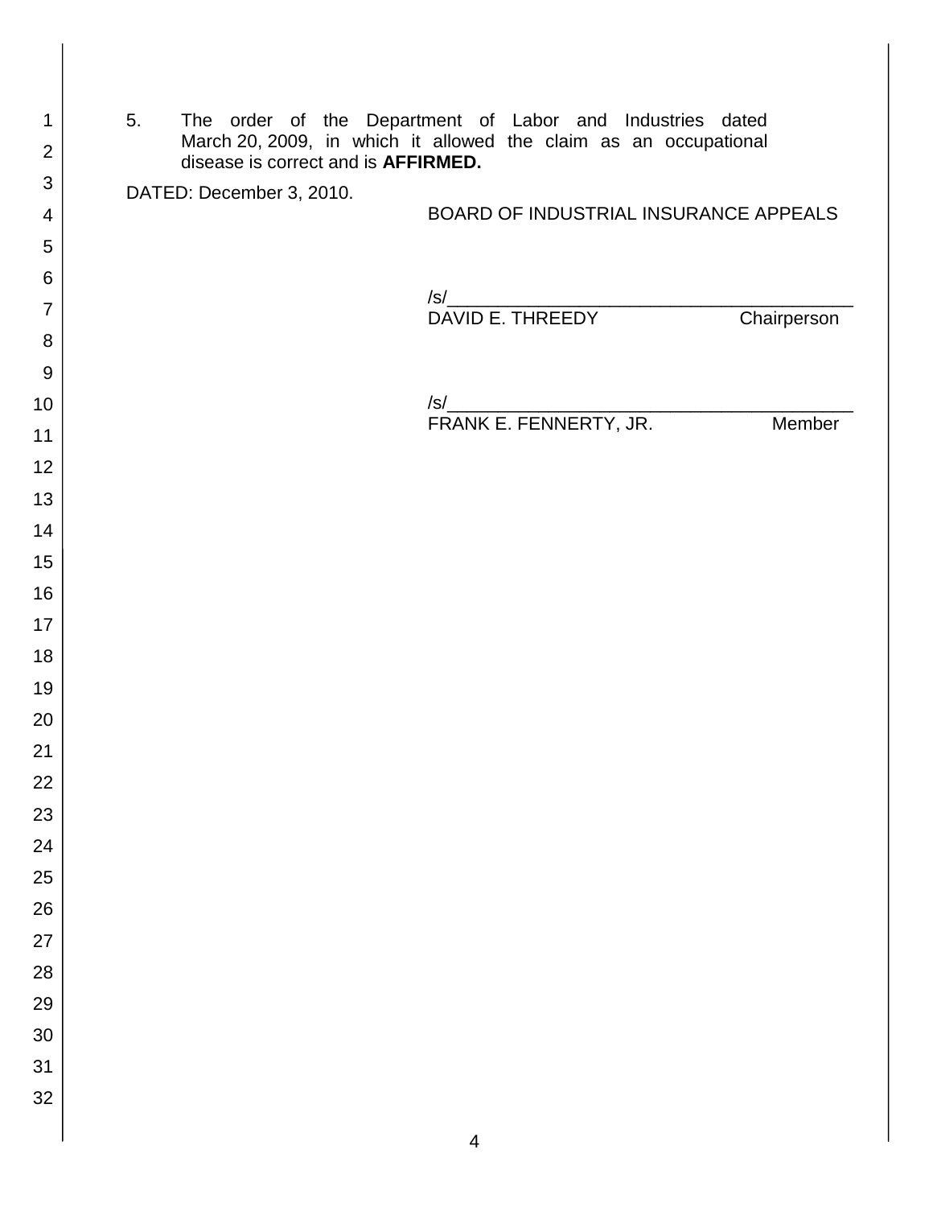5. The order of the Department of Labor and Industries dated March 20, 2009, in which it allowed the claim as an occupational disease is correct and is **AFFIRMED.**

DATED: December 3, 2010.

BOARD OF INDUSTRIAL INSURANCE APPEALS

/s/\_\_\_\_\_\_\_\_\_\_\_\_\_\_\_\_\_\_\_\_\_\_\_\_\_\_\_\_\_\_\_\_\_\_\_\_\_\_\_\_
DAVID E. THREEDY Chairperson

/s/\_\_\_\_\_\_\_\_\_\_\_\_\_\_\_\_\_\_\_\_\_\_\_\_\_\_\_\_\_\_\_\_\_\_\_\_\_\_\_\_
FRANK E. FENNERTY, JR. Member